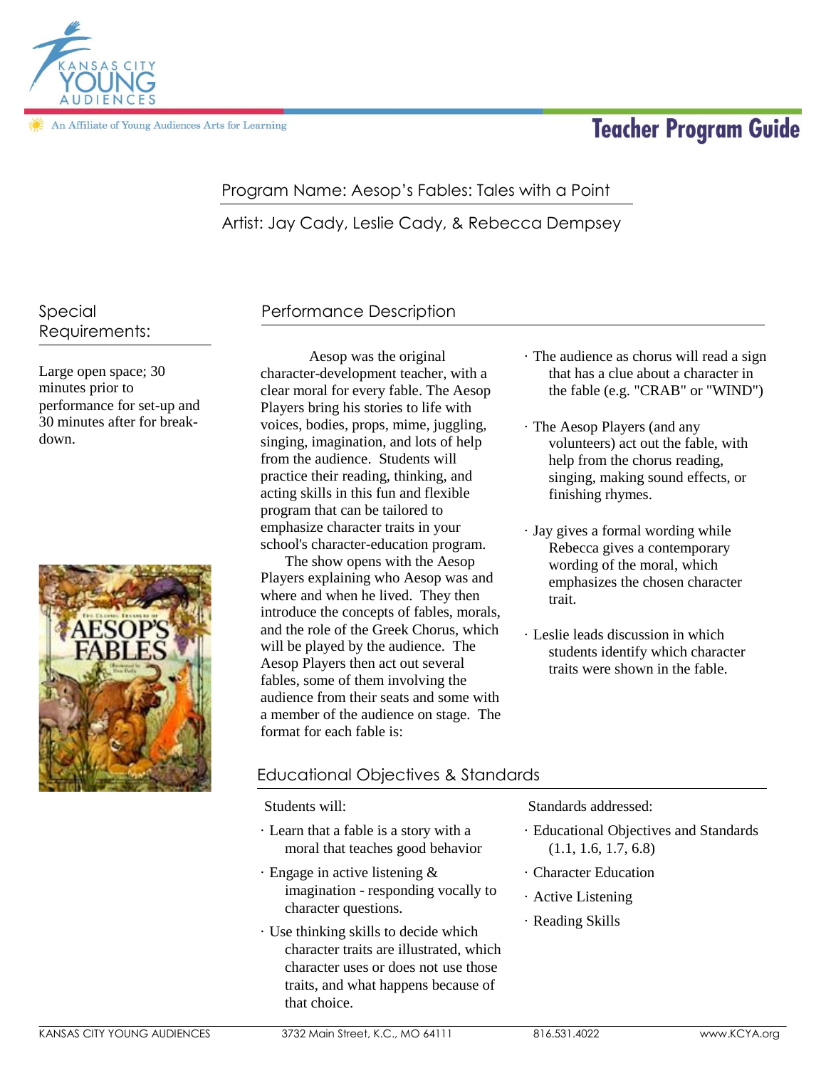Kansas City Young Audiences

An Affiliate of Young Audiences Arts for Learning

# Teacher Program Guide

Program Name: Aesop's Fables: Tales with a Point

Artist: Jay Cady, Leslie Cady, & Rebecca Dempsey

## Special Requirements:

Large open space; 30 minutes prior to performance for set-up and 30 minutes after for break-down.

## Performance Description

Aesop was the original character-development teacher, with a clear moral for every fable. The Aesop Players bring his stories to life with voices, bodies, props, mime, juggling, singing, imagination, and lots of help from the audience. Students will practice their reading, thinking, and acting skills in this fun and flexible program that can be tailored to emphasize character traits in your school's character-education program.

The show opens with the Aesop Players explaining who Aesop was and where and when he lived. They then introduce the concepts of fables, morals, and the role of the Greek Chorus, which will be played by the audience. The Aesop Players then act out several fables, some of them involving the audience from their seats and some with a member of the audience on stage. The format for each fable is:

- The audience as chorus will read a sign that has a clue about a character in the fable (e.g. "CRAB" or "WIND")
- The Aesop Players (and any volunteers) act out the fable, with help from the chorus reading, singing, making sound effects, or finishing rhymes.
- Jay gives a formal wording while Rebecca gives a contemporary wording of the moral, which emphasizes the chosen character trait.
- Leslie leads discussion in which students identify which character traits were shown in the fable.

## Educational Objectives & Standards

Students will:

- Learn that a fable is a story with a moral that teaches good behavior
- Engage in active listening & imagination - responding vocally to character questions.
- Use thinking skills to decide which character traits are illustrated, which character uses or does not use those traits, and what happens because of that choice.

Standards addressed:

- Educational Objectives and Standards (1.1, 1.6, 1.7, 6.8)
- Character Education
- Active Listening
- Reading Skills

KANSAS CITY YOUNG AUDIENCES 3732 Main Street, K.C., MO 64111 816.531.4022 www.KCYA.org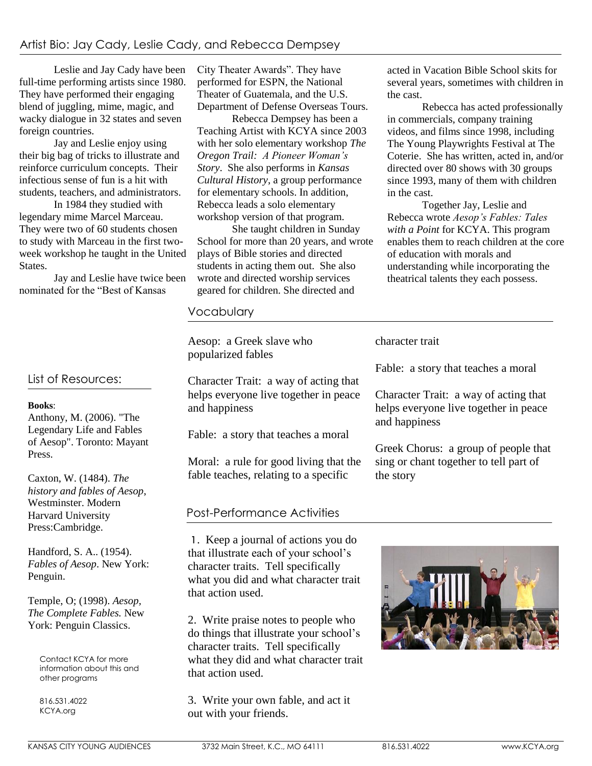## Artist Bio: Jay Cady, Leslie Cady, and Rebecca Dempsey

Leslie and Jay Cady have been full-time performing artists since 1980. They have performed their engaging blend of juggling, mime, magic, and wacky dialogue in 32 states and seven foreign countries.

Jay and Leslie enjoy using their big bag of tricks to illustrate and reinforce curriculum concepts. Their infectious sense of fun is a hit with students, teachers, and administrators.

In 1984 they studied with legendary mime Marcel Marceau. They were two of 60 students chosen to study with Marceau in the first two-week workshop he taught in the United States.

Jay and Leslie have twice been nominated for the "Best of Kansas City Theater Awards". They have performed for ESPN, the National Theater of Guatemala, and the U.S. Department of Defense Overseas Tours.

Rebecca Dempsey has been a Teaching Artist with KCYA since 2003 with her solo elementary workshop *The Oregon Trail: A Pioneer Woman's Story*. She also performs in *Kansas Cultural History*, a group performance for elementary schools. In addition, Rebecca leads a solo elementary workshop version of that program.

She taught children in Sunday School for more than 20 years, and wrote plays of Bible stories and directed students in acting them out. She also wrote and directed worship services geared for children. She directed and acted in Vacation Bible School skits for several years, sometimes with children in the cast.

Rebecca has acted professionally in commercials, company training videos, and films since 1998, including The Young Playwrights Festival at The Coterie. She has written, acted in, and/or directed over 80 shows with 30 groups since 1993, many of them with children in the cast.

Together Jay, Leslie and Rebecca wrote *Aesop's Fables: Tales with a Point* for KCYA. This program enables them to reach children at the core of education with morals and understanding while incorporating the theatrical talents they each possess.

## List of Resources:

**Books**:

Anthony, M. (2006). "The Legendary Life and Fables of Aesop". Toronto: Mayant Press.

Caxton, W. (1484). *The history and fables of Aesop*, Westminster. Modern Harvard University Press:Cambridge.

Handford, S. A.. (1954). *Fables of Aesop*. New York: Penguin.

Temple, O; (1998). *Aesop, The Complete Fables.* New York: Penguin Classics.

Contact KCYA for more information about this and other programs

816.531.4022
KCYA.org

## Vocabulary

Aesop: a Greek slave who popularized fables

Character Trait: a way of acting that helps everyone live together in peace and happiness

Fable: a story that teaches a moral

Moral: a rule for good living that the fable teaches, relating to a specific character trait

Fable: a story that teaches a moral

Character Trait: a way of acting that helps everyone live together in peace and happiness

Greek Chorus: a group of people that sing or chant together to tell part of the story

## Post-Performance Activities

1. Keep a journal of actions you do that illustrate each of your school's character traits. Tell specifically what you did and what character trait that action used.

2. Write praise notes to people who do things that illustrate your school's character traits. Tell specifically what they did and what character trait that action used.

3. Write your own fable, and act it out with your friends.